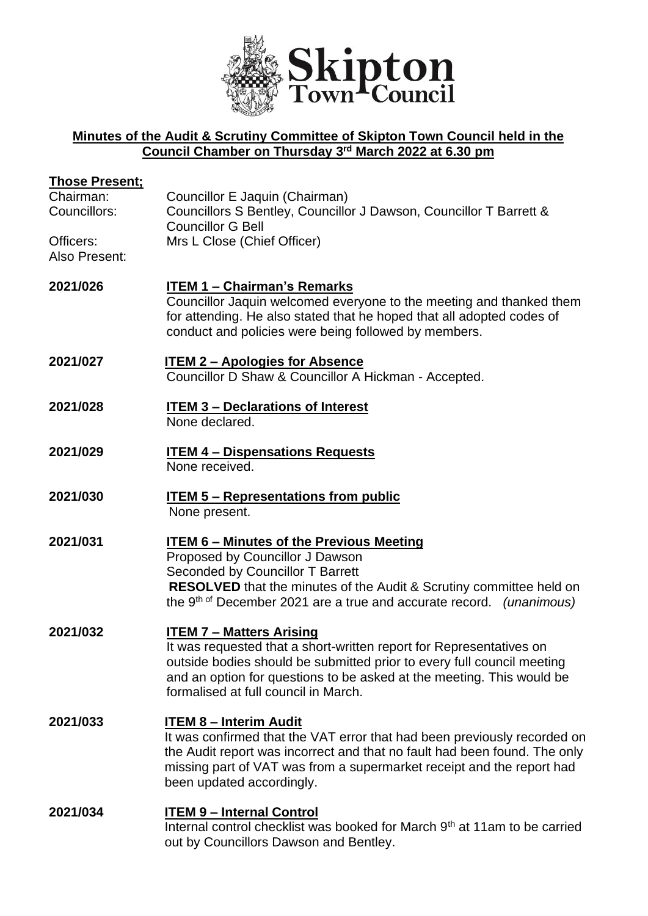**Skipton Town Council**

## Minutes of the Audit & Scrutiny Committee of Skipton Town Council held in the Council Chamber on Thursday 3rd March 2022 at 6.30 pm

**Those Present;**

Chairman: Councillor E Jaquin (Chairman)

Councillors: Councillors S Bentley, Councillor J Dawson, Councillor T Barrett & Councillor G Bell

Officers: Mrs L Close (Chief Officer)

Also Present:

**2021/026** **ITEM 1 – Chairman's Remarks**

Councillor Jaquin welcomed everyone to the meeting and thanked them for attending. He also stated that he hoped that all adopted codes of conduct and policies were being followed by members.

**2021/027** **ITEM 2 – Apologies for Absence**

Councillor D Shaw & Councillor A Hickman - Accepted.

**2021/028** **ITEM 3 – Declarations of Interest**

None declared.

**2021/029** **ITEM 4 – Dispensations Requests**

None received.

**2021/030** **ITEM 5 – Representations from public**

None present.

**2021/031** **ITEM 6 – Minutes of the Previous Meeting**

Proposed by Councillor J Dawson
Seconded by Councillor T Barrett
**RESOLVED** that the minutes of the Audit & Scrutiny committee held on the 9th of December 2021 are a true and accurate record. *(unanimous)*

**2021/032** **ITEM 7 – Matters Arising**

It was requested that a short-written report for Representatives on outside bodies should be submitted prior to every full council meeting and an option for questions to be asked at the meeting. This would be formalised at full council in March.

**2021/033** **ITEM 8 – Interim Audit**

It was confirmed that the VAT error that had been previously recorded on the Audit report was incorrect and that no fault had been found. The only missing part of VAT was from a supermarket receipt and the report had been updated accordingly.

**2021/034** **ITEM 9 – Internal Control**

Internal control checklist was booked for March 9th at 11am to be carried out by Councillors Dawson and Bentley.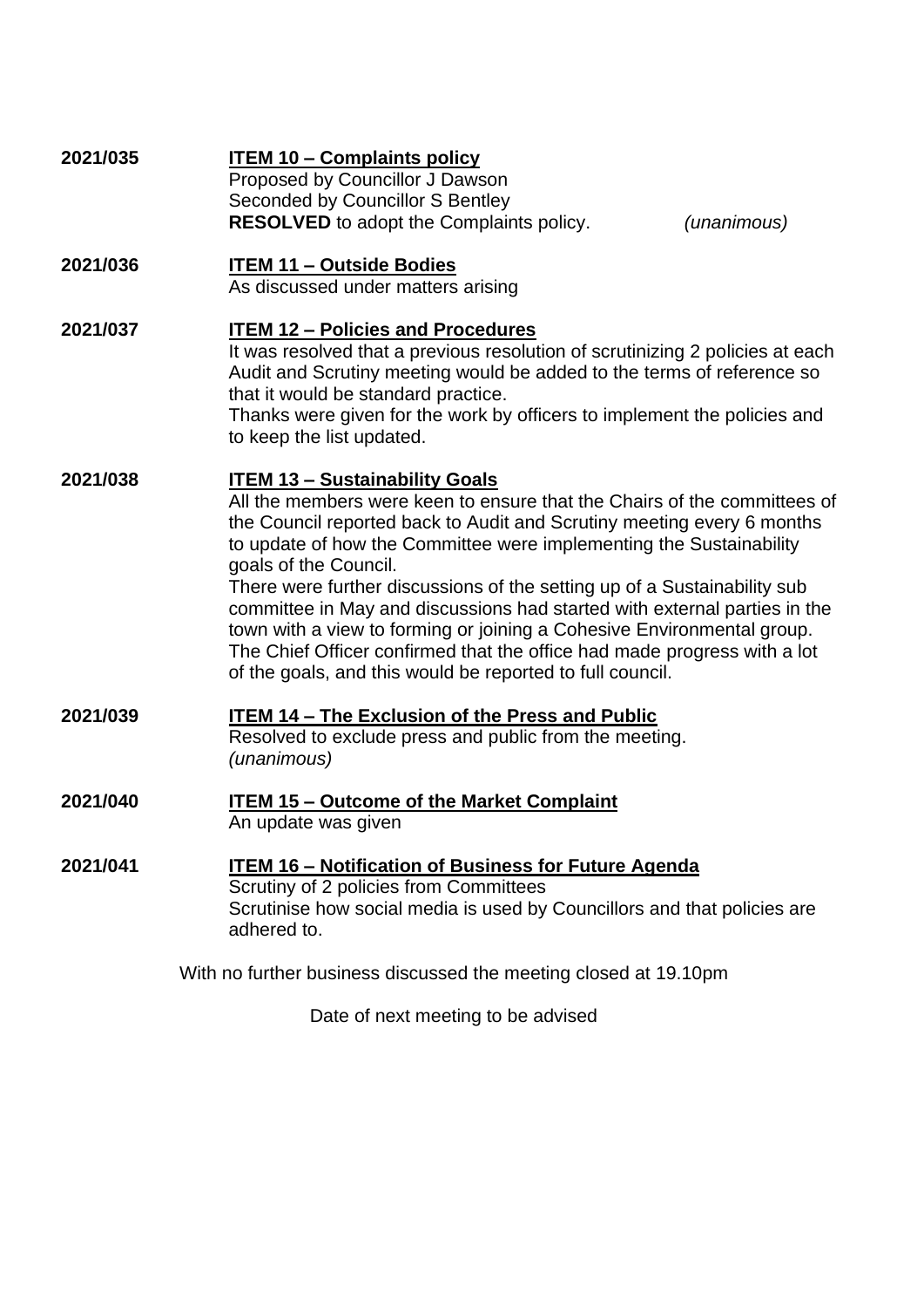**2021/035** **ITEM 10 – Complaints policy**

Proposed by Councillor J Dawson
Seconded by Councillor S Bentley
**RESOLVED** to adopt the Complaints policy. *(unanimous)*

**2021/036** **ITEM 11 – Outside Bodies**

As discussed under matters arising

**2021/037** **ITEM 12 – Policies and Procedures**

It was resolved that a previous resolution of scrutinizing 2 policies at each Audit and Scrutiny meeting would be added to the terms of reference so that it would be standard practice.
Thanks were given for the work by officers to implement the policies and to keep the list updated.

**2021/038** **ITEM 13 – Sustainability Goals**

All the members were keen to ensure that the Chairs of the committees of the Council reported back to Audit and Scrutiny meeting every 6 months to update of how the Committee were implementing the Sustainability goals of the Council.
There were further discussions of the setting up of a Sustainability sub committee in May and discussions had started with external parties in the town with a view to forming or joining a Cohesive Environmental group.
The Chief Officer confirmed that the office had made progress with a lot of the goals, and this would be reported to full council.

**2021/039** **ITEM 14 – The Exclusion of the Press and Public**

Resolved to exclude press and public from the meeting.
*(unanimous)*

**2021/040** **ITEM 15 – Outcome of the Market Complaint**

An update was given

**2021/041** **ITEM 16 – Notification of Business for Future Agenda**

Scrutiny of 2 policies from Committees
Scrutinise how social media is used by Councillors and that policies are adhered to.

With no further business discussed the meeting closed at 19.10pm

Date of next meeting to be advised